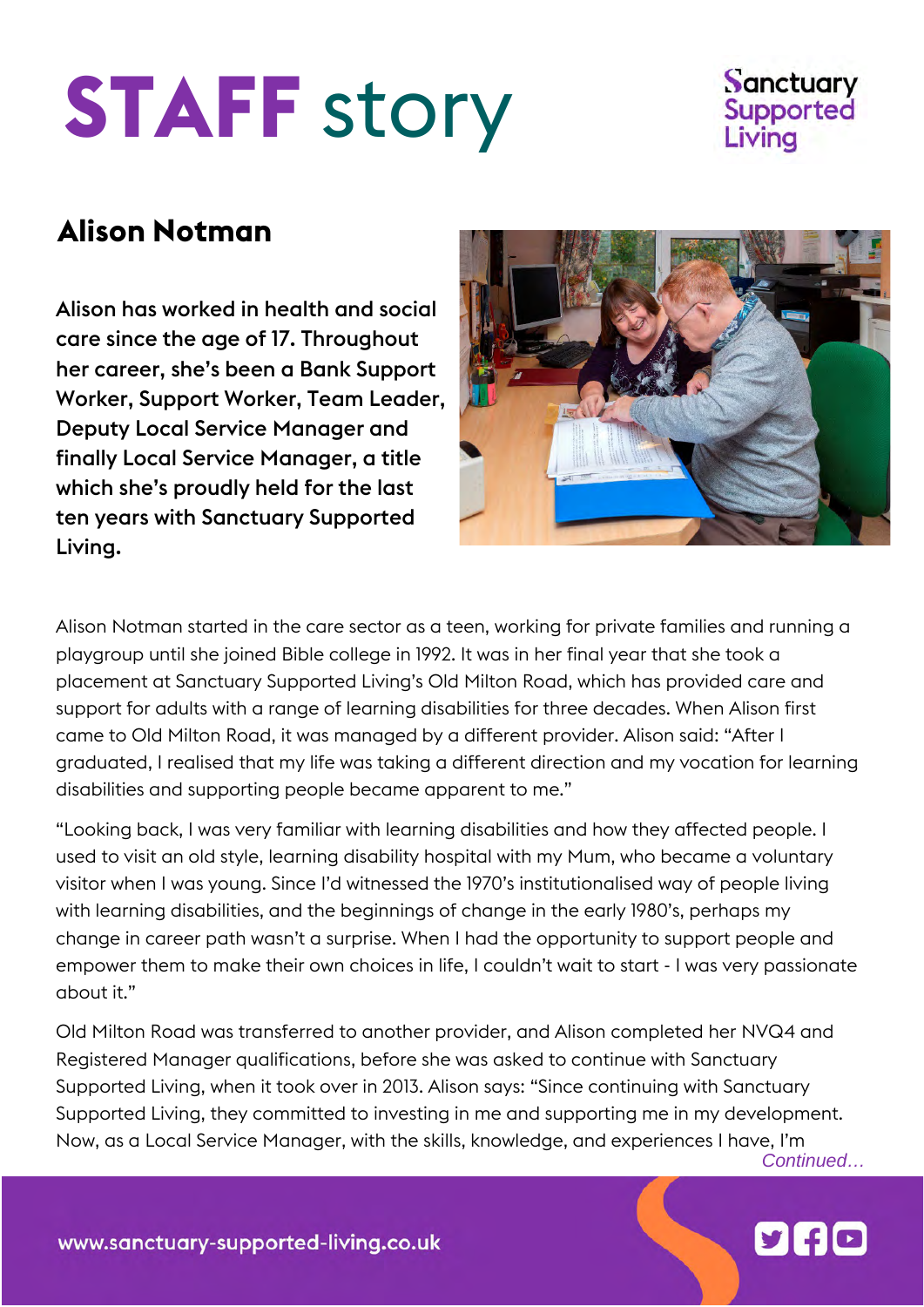# STAFF story

## Alison Notman

**Alison has worked in health and social care since the age of 17. Throughout her career, she's been a Bank Support Worker, Support Worker, Team Leader, Deputy Local Service Manager and finally Local Service Manager, a title which she's proudly held for the last ten years with Sanctuary Supported Living.**

Alison Notman started in the care sector as a teen, working for private families and running a playgroup until she joined Bible college in 1992. It was in her final year that she took a placement at Sanctuary Supported Living's Old Milton Road, which has provided care and support for adults with a range of learning disabilities for three decades. When Alison first came to Old Milton Road, it was managed by a different provider. Alison said: "After I graduated, I realised that my life was taking a different direction and my vocation for learning disabilities and supporting people became apparent to me."

"Looking back, I was very familiar with learning disabilities and how they affected people. I used to visit an old style, learning disability hospital with my Mum, who became a voluntary visitor when I was young. Since I'd witnessed the 1970's institutionalised way of people living with learning disabilities, and the beginnings of change in the early 1980's, perhaps my change in career path wasn't a surprise. When I had the opportunity to support people and empower them to make their own choices in life, I couldn't wait to start - I was very passionate about it."

Old Milton Road was transferred to another provider, and Alison completed her NVQ4 and Registered Manager qualifications, before she was asked to continue with Sanctuary Supported Living, when it took over in 2013. Alison says: "Since continuing with Sanctuary Supported Living, they committed to investing in me and supporting me in my development. Now, as a Local Service Manager, with the skills, knowledge, and experiences I have, I'm

*Continued…*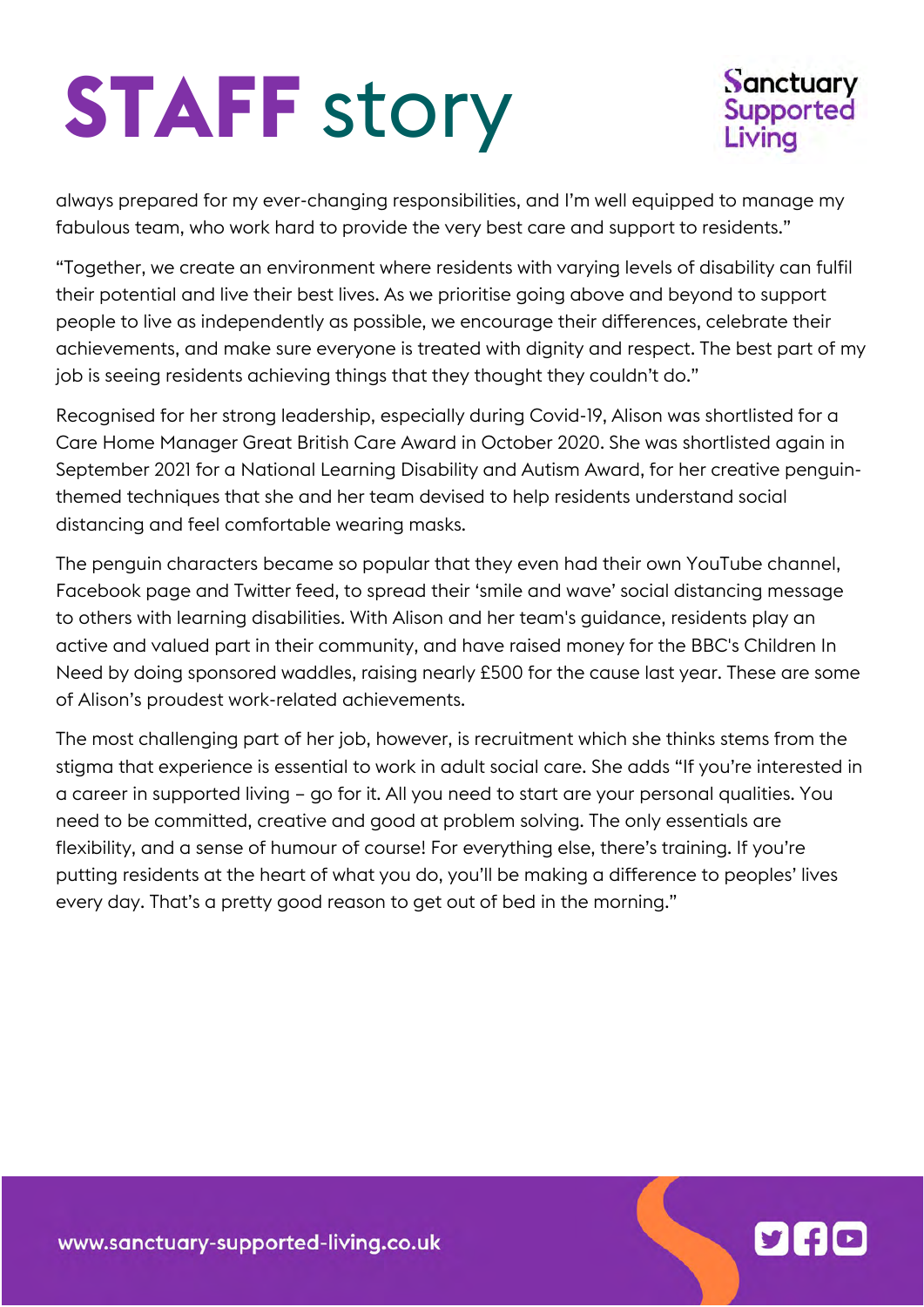# STAFF story

always prepared for my ever-changing responsibilities, and I'm well equipped to manage my fabulous team, who work hard to provide the very best care and support to residents."

"Together, we create an environment where residents with varying levels of disability can fulfil their potential and live their best lives. As we prioritise going above and beyond to support people to live as independently as possible, we encourage their differences, celebrate their achievements, and make sure everyone is treated with dignity and respect. The best part of my job is seeing residents achieving things that they thought they couldn't do."

Recognised for her strong leadership, especially during Covid-19, Alison was shortlisted for a Care Home Manager Great British Care Award in October 2020. She was shortlisted again in September 2021 for a National Learning Disability and Autism Award, for her creative penguin-themed techniques that she and her team devised to help residents understand social distancing and feel comfortable wearing masks.

The penguin characters became so popular that they even had their own YouTube channel, Facebook page and Twitter feed, to spread their 'smile and wave' social distancing message to others with learning disabilities. With Alison and her team's guidance, residents play an active and valued part in their community, and have raised money for the BBC's Children In Need by doing sponsored waddles, raising nearly £500 for the cause last year. These are some of Alison's proudest work-related achievements.

The most challenging part of her job, however, is recruitment which she thinks stems from the stigma that experience is essential to work in adult social care. She adds "If you're interested in a career in supported living – go for it. All you need to start are your personal qualities. You need to be committed, creative and good at problem solving. The only essentials are flexibility, and a sense of humour of course! For everything else, there's training. If you're putting residents at the heart of what you do, you'll be making a difference to peoples' lives every day. That's a pretty good reason to get out of bed in the morning."

www.sanctuary-supported-living.co.uk